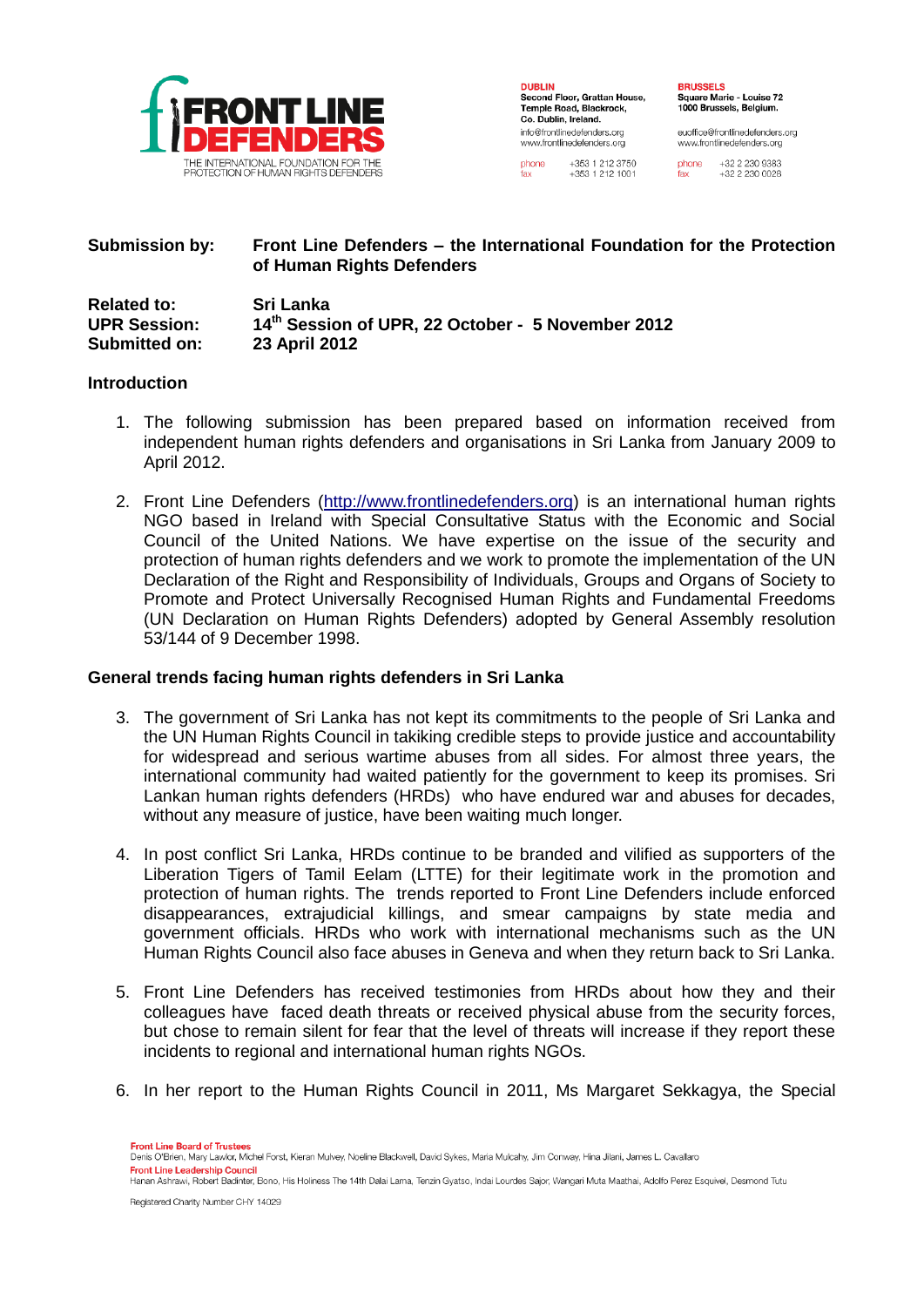**FRONT LINE DEFENDERS**
THE INTERNATIONAL FOUNDATION FOR THE PROTECTION OF HUMAN RIGHTS DEFENDERS

**DUBLIN**
**Second Floor, Grattan House, Temple Road, Blackrock, Co. Dublin, Ireland.**
info@frontlinedefenders.org
www.frontlinedefenders.org
phone +353 1 212 3750
fax +353 1 212 1001

**BRUSSELS**
**Square Marie - Louise 72**
**1000 Brussels, Belgium.**
euoffice@frontlinedefenders.org
www.frontlinedefenders.org
phone +32 2 230 9383
fax +32 2 230 0028

| | |
|---|---|
| **Submission by:** | **Front Line Defenders – the International Foundation for the Protection of Human Rights Defenders** |
| **Related to:** | **Sri Lanka** |
| **UPR Session:** | **14th Session of UPR, 22 October - 5 November 2012** |
| **Submitted on:** | **23 April 2012** |

**Introduction**

1. The following submission has been prepared based on information received from independent human rights defenders and organisations in Sri Lanka from January 2009 to April 2012.

2. Front Line Defenders (http://www.frontlinedefenders.org) is an international human rights NGO based in Ireland with Special Consultative Status with the Economic and Social Council of the United Nations. We have expertise on the issue of the security and protection of human rights defenders and we work to promote the implementation of the UN Declaration of the Right and Responsibility of Individuals, Groups and Organs of Society to Promote and Protect Universally Recognised Human Rights and Fundamental Freedoms (UN Declaration on Human Rights Defenders) adopted by General Assembly resolution 53/144 of 9 December 1998.

**General trends facing human rights defenders in Sri Lanka**

3. The government of Sri Lanka has not kept its commitments to the people of Sri Lanka and the UN Human Rights Council in takiking credible steps to provide justice and accountability for widespread and serious wartime abuses from all sides. For almost three years, the international community had waited patiently for the government to keep its promises. Sri Lankan human rights defenders (HRDs) who have endured war and abuses for decades, without any measure of justice, have been waiting much longer.

4. In post conflict Sri Lanka, HRDs continue to be branded and vilified as supporters of the Liberation Tigers of Tamil Eelam (LTTE) for their legitimate work in the promotion and protection of human rights. The trends reported to Front Line Defenders include enforced disappearances, extrajudicial killings, and smear campaigns by state media and government officials. HRDs who work with international mechanisms such as the UN Human Rights Council also face abuses in Geneva and when they return back to Sri Lanka.

5. Front Line Defenders has received testimonies from HRDs about how they and their colleagues have faced death threats or received physical abuse from the security forces, but chose to remain silent for fear that the level of threats will increase if they report these incidents to regional and international human rights NGOs.

6. In her report to the Human Rights Council in 2011, Ms Margaret Sekkagya, the Special

**Front Line Board of Trustees**
Denis O'Brien, Mary Lawlor, Michel Forst, Kieran Mulvey, Noeline Blackwell, David Sykes, Maria Mulcahy, Jim Conway, Hina Jilani, James L. Cavallaro
**Front Line Leadership Council**
Hanan Ashrawi, Robert Badinter, Bono, His Holiness The 14th Dalai Lama, Tenzin Gyatso, Indai Lourdes Sajor, Wangari Muta Maathai, Adolfo Perez Esquivel, Desmond Tutu

Registered Charity Number CHY 14029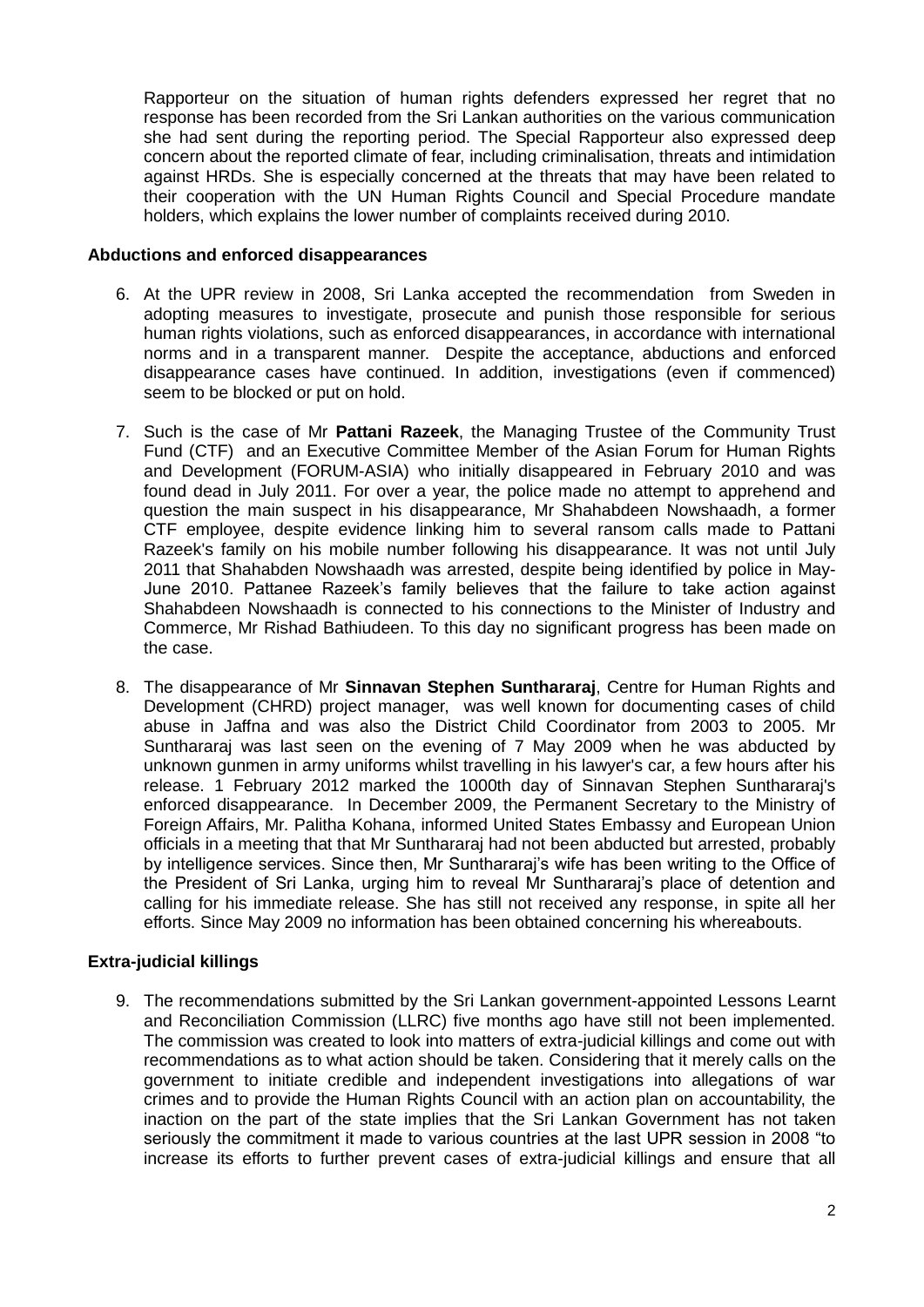Rapporteur on the situation of human rights defenders expressed her regret that no response has been recorded from the Sri Lankan authorities on the various communication she had sent during the reporting period. The Special Rapporteur also expressed deep concern about the reported climate of fear, including criminalisation, threats and intimidation against HRDs. She is especially concerned at the threats that may have been related to their cooperation with the UN Human Rights Council and Special Procedure mandate holders, which explains the lower number of complaints received during 2010.

**Abductions and enforced disappearances**

6. At the UPR review in 2008, Sri Lanka accepted the recommendation from Sweden in adopting measures to investigate, prosecute and punish those responsible for serious human rights violations, such as enforced disappearances, in accordance with international norms and in a transparent manner. Despite the acceptance, abductions and enforced disappearance cases have continued. In addition, investigations (even if commenced) seem to be blocked or put on hold.

7. Such is the case of Mr **Pattani Razeek**, the Managing Trustee of the Community Trust Fund (CTF) and an Executive Committee Member of the Asian Forum for Human Rights and Development (FORUM-ASIA) who initially disappeared in February 2010 and was found dead in July 2011. For over a year, the police made no attempt to apprehend and question the main suspect in his disappearance, Mr Shahabdeen Nowshaadh, a former CTF employee, despite evidence linking him to several ransom calls made to Pattani Razeek's family on his mobile number following his disappearance. It was not until July 2011 that Shahabden Nowshaadh was arrested, despite being identified by police in May-June 2010. Pattanee Razeek's family believes that the failure to take action against Shahabdeen Nowshaadh is connected to his connections to the Minister of Industry and Commerce, Mr Rishad Bathiudeen. To this day no significant progress has been made on the case.

8. The disappearance of Mr **Sinnavan Stephen Sunthararaj**, Centre for Human Rights and Development (CHRD) project manager, was well known for documenting cases of child abuse in Jaffna and was also the District Child Coordinator from 2003 to 2005. Mr Sunthararaj was last seen on the evening of 7 May 2009 when he was abducted by unknown gunmen in army uniforms whilst travelling in his lawyer's car, a few hours after his release. 1 February 2012 marked the 1000th day of Sinnavan Stephen Sunthararaj's enforced disappearance. In December 2009, the Permanent Secretary to the Ministry of Foreign Affairs, Mr. Palitha Kohana, informed United States Embassy and European Union officials in a meeting that that Mr Sunthararaj had not been abducted but arrested, probably by intelligence services. Since then, Mr Sunthararaj's wife has been writing to the Office of the President of Sri Lanka, urging him to reveal Mr Sunthararaj's place of detention and calling for his immediate release. She has still not received any response, in spite all her efforts. Since May 2009 no information has been obtained concerning his whereabouts.

**Extra-judicial killings**

9. The recommendations submitted by the Sri Lankan government-appointed Lessons Learnt and Reconciliation Commission (LLRC) five months ago have still not been implemented. The commission was created to look into matters of extra-judicial killings and come out with recommendations as to what action should be taken. Considering that it merely calls on the government to initiate credible and independent investigations into allegations of war crimes and to provide the Human Rights Council with an action plan on accountability, the inaction on the part of the state implies that the Sri Lankan Government has not taken seriously the commitment it made to various countries at the last UPR session in 2008 "to increase its efforts to further prevent cases of extra-judicial killings and ensure that all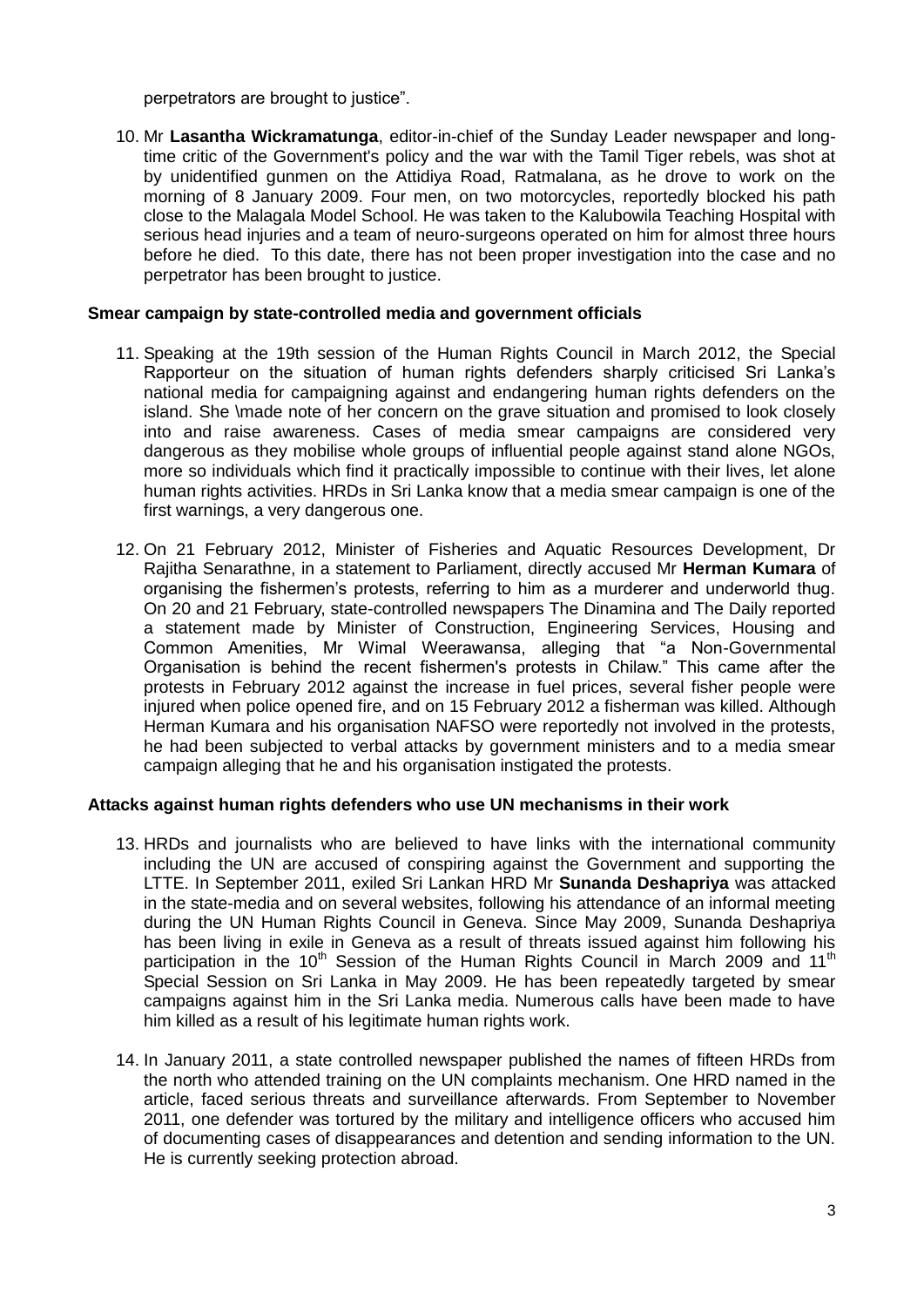perpetrators are brought to justice".

10. Mr **Lasantha Wickramatunga**, editor-in-chief of the Sunday Leader newspaper and long-time critic of the Government's policy and the war with the Tamil Tiger rebels, was shot at by unidentified gunmen on the Attidiya Road, Ratmalana, as he drove to work on the morning of 8 January 2009. Four men, on two motorcycles, reportedly blocked his path close to the Malagala Model School. He was taken to the Kalubowila Teaching Hospital with serious head injuries and a team of neuro-surgeons operated on him for almost three hours before he died. To this date, there has not been proper investigation into the case and no perpetrator has been brought to justice.

**Smear campaign by state-controlled media and government officials**

11. Speaking at the 19th session of the Human Rights Council in March 2012, the Special Rapporteur on the situation of human rights defenders sharply criticised Sri Lanka's national media for campaigning against and endangering human rights defenders on the island. She \made note of her concern on the grave situation and promised to look closely into and raise awareness. Cases of media smear campaigns are considered very dangerous as they mobilise whole groups of influential people against stand alone NGOs, more so individuals which find it practically impossible to continue with their lives, let alone human rights activities. HRDs in Sri Lanka know that a media smear campaign is one of the first warnings, a very dangerous one.

12. On 21 February 2012, Minister of Fisheries and Aquatic Resources Development, Dr Rajitha Senarathne, in a statement to Parliament, directly accused Mr **Herman Kumara** of organising the fishermen's protests, referring to him as a murderer and underworld thug. On 20 and 21 February, state-controlled newspapers The Dinamina and The Daily reported a statement made by Minister of Construction, Engineering Services, Housing and Common Amenities, Mr Wimal Weerawansa, alleging that "a Non-Governmental Organisation is behind the recent fishermen's protests in Chilaw." This came after the protests in February 2012 against the increase in fuel prices, several fisher people were injured when police opened fire, and on 15 February 2012 a fisherman was killed. Although Herman Kumara and his organisation NAFSO were reportedly not involved in the protests, he had been subjected to verbal attacks by government ministers and to a media smear campaign alleging that he and his organisation instigated the protests.

**Attacks against human rights defenders who use UN mechanisms in their work**

13. HRDs and journalists who are believed to have links with the international community including the UN are accused of conspiring against the Government and supporting the LTTE. In September 2011, exiled Sri Lankan HRD Mr **Sunanda Deshapriya** was attacked in the state-media and on several websites, following his attendance of an informal meeting during the UN Human Rights Council in Geneva. Since May 2009, Sunanda Deshapriya has been living in exile in Geneva as a result of threats issued against him following his participation in the 10th Session of the Human Rights Council in March 2009 and 11th Special Session on Sri Lanka in May 2009. He has been repeatedly targeted by smear campaigns against him in the Sri Lanka media. Numerous calls have been made to have him killed as a result of his legitimate human rights work.

14. In January 2011, a state controlled newspaper published the names of fifteen HRDs from the north who attended training on the UN complaints mechanism. One HRD named in the article, faced serious threats and surveillance afterwards. From September to November 2011, one defender was tortured by the military and intelligence officers who accused him of documenting cases of disappearances and detention and sending information to the UN. He is currently seeking protection abroad.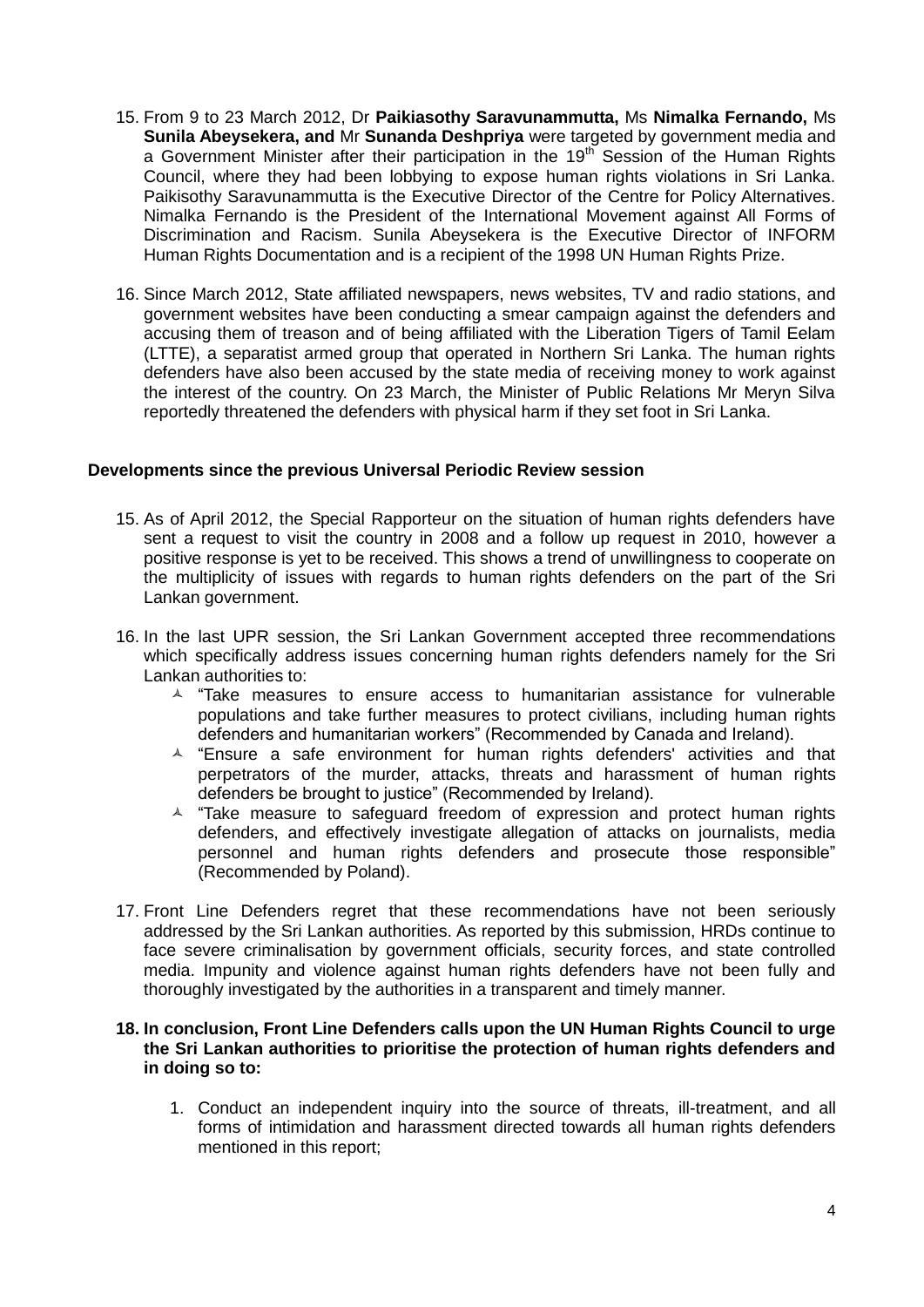15. From 9 to 23 March 2012, Dr **Paikiasothy Saravunammutta,** Ms **Nimalka Fernando,** Ms **Sunila Abeysekera, and** Mr **Sunanda Deshpriya** were targeted by government media and a Government Minister after their participation in the 19th Session of the Human Rights Council, where they had been lobbying to expose human rights violations in Sri Lanka. Paikisothy Saravunammutta is the Executive Director of the Centre for Policy Alternatives. Nimalka Fernando is the President of the International Movement against All Forms of Discrimination and Racism. Sunila Abeysekera is the Executive Director of INFORM Human Rights Documentation and is a recipient of the 1998 UN Human Rights Prize.

16. Since March 2012, State affiliated newspapers, news websites, TV and radio stations, and government websites have been conducting a smear campaign against the defenders and accusing them of treason and of being affiliated with the Liberation Tigers of Tamil Eelam (LTTE), a separatist armed group that operated in Northern Sri Lanka. The human rights defenders have also been accused by the state media of receiving money to work against the interest of the country. On 23 March, the Minister of Public Relations Mr Meryn Silva reportedly threatened the defenders with physical harm if they set foot in Sri Lanka.

**Developments since the previous Universal Periodic Review session**

15. As of April 2012, the Special Rapporteur on the situation of human rights defenders have sent a request to visit the country in 2008 and a follow up request in 2010, however a positive response is yet to be received. This shows a trend of unwillingness to cooperate on the multiplicity of issues with regards to human rights defenders on the part of the Sri Lankan government.

16. In the last UPR session, the Sri Lankan Government accepted three recommendations which specifically address issues concerning human rights defenders namely for the Sri Lankan authorities to:
    - "Take measures to ensure access to humanitarian assistance for vulnerable populations and take further measures to protect civilians, including human rights defenders and humanitarian workers" (Recommended by Canada and Ireland).
    - "Ensure a safe environment for human rights defenders' activities and that perpetrators of the murder, attacks, threats and harassment of human rights defenders be brought to justice" (Recommended by Ireland).
    - "Take measure to safeguard freedom of expression and protect human rights defenders, and effectively investigate allegation of attacks on journalists, media personnel and human rights defenders and prosecute those responsible" (Recommended by Poland).

17. Front Line Defenders regret that these recommendations have not been seriously addressed by the Sri Lankan authorities. As reported by this submission, HRDs continue to face severe criminalisation by government officials, security forces, and state controlled media. Impunity and violence against human rights defenders have not been fully and thoroughly investigated by the authorities in a transparent and timely manner.

**18. In conclusion, Front Line Defenders calls upon the UN Human Rights Council to urge the Sri Lankan authorities to prioritise the protection of human rights defenders and in doing so to:**

1. Conduct an independent inquiry into the source of threats, ill-treatment, and all forms of intimidation and harassment directed towards all human rights defenders mentioned in this report;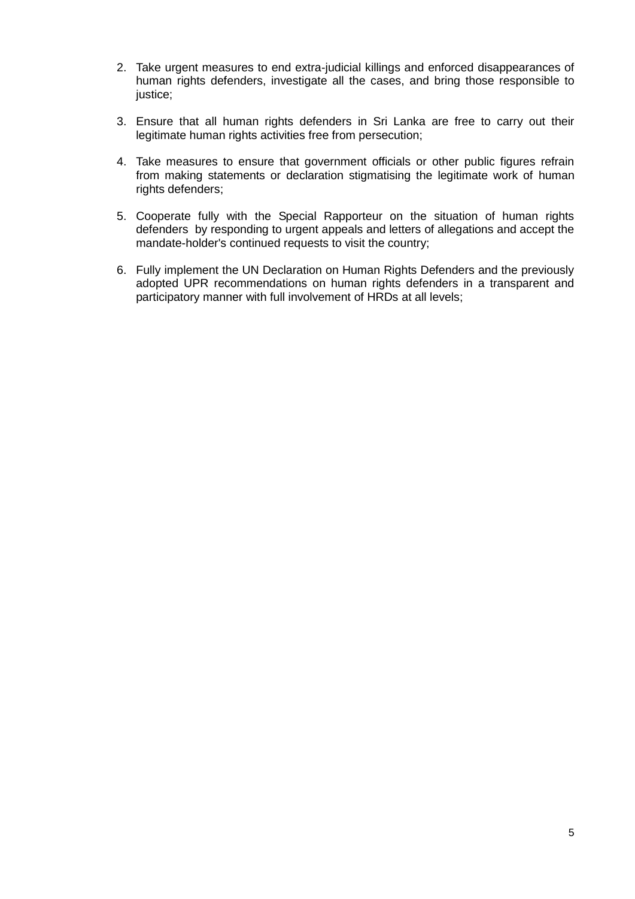2. Take urgent measures to end extra-judicial killings and enforced disappearances of human rights defenders, investigate all the cases, and bring those responsible to justice;

3. Ensure that all human rights defenders in Sri Lanka are free to carry out their legitimate human rights activities free from persecution;

4. Take measures to ensure that government officials or other public figures refrain from making statements or declaration stigmatising the legitimate work of human rights defenders;

5. Cooperate fully with the Special Rapporteur on the situation of human rights defenders by responding to urgent appeals and letters of allegations and accept the mandate-holder's continued requests to visit the country;

6. Fully implement the UN Declaration on Human Rights Defenders and the previously adopted UPR recommendations on human rights defenders in a transparent and participatory manner with full involvement of HRDs at all levels;